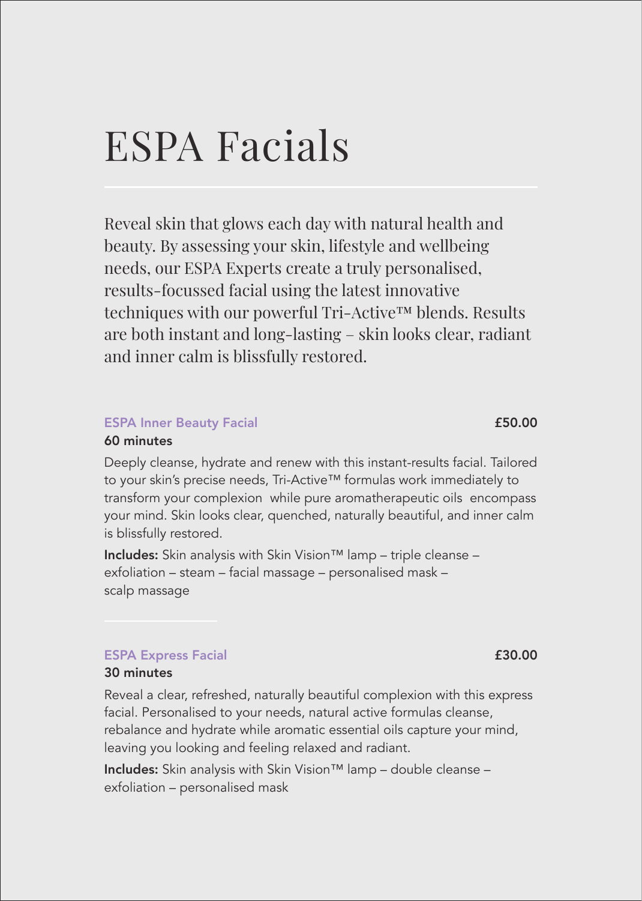# ESPA Facials

Reveal skin that glows each day with natural health and beauty. By assessing your skin, lifestyle and wellbeing needs, our ESPA Experts create a truly personalised, results-focussed facial using the latest innovative techniques with our powerful Tri-Active™ blends. Results are both instant and long-lasting – skin looks clear, radiant and inner calm is blissfully restored.

## ESPA Inner Beauty Facial — £50.00

**60 minutes**

Deeply cleanse, hydrate and renew with this instant-results facial. Tailored to your skin's precise needs, Tri-Active™ formulas work immediately to transform your complexion while pure aromatherapeutic oils encompass your mind. Skin looks clear, quenched, naturally beautiful, and inner calm is blissfully restored.

**Includes:** Skin analysis with Skin Vision™ lamp – triple cleanse – exfoliation – steam – facial massage – personalised mask – scalp massage

---

## ESPA Express Facial — £30.00

**30 minutes**

Reveal a clear, refreshed, naturally beautiful complexion with this express facial. Personalised to your needs, natural active formulas cleanse, rebalance and hydrate while aromatic essential oils capture your mind, leaving you looking and feeling relaxed and radiant.

**Includes:** Skin analysis with Skin Vision™ lamp – double cleanse – exfoliation – personalised mask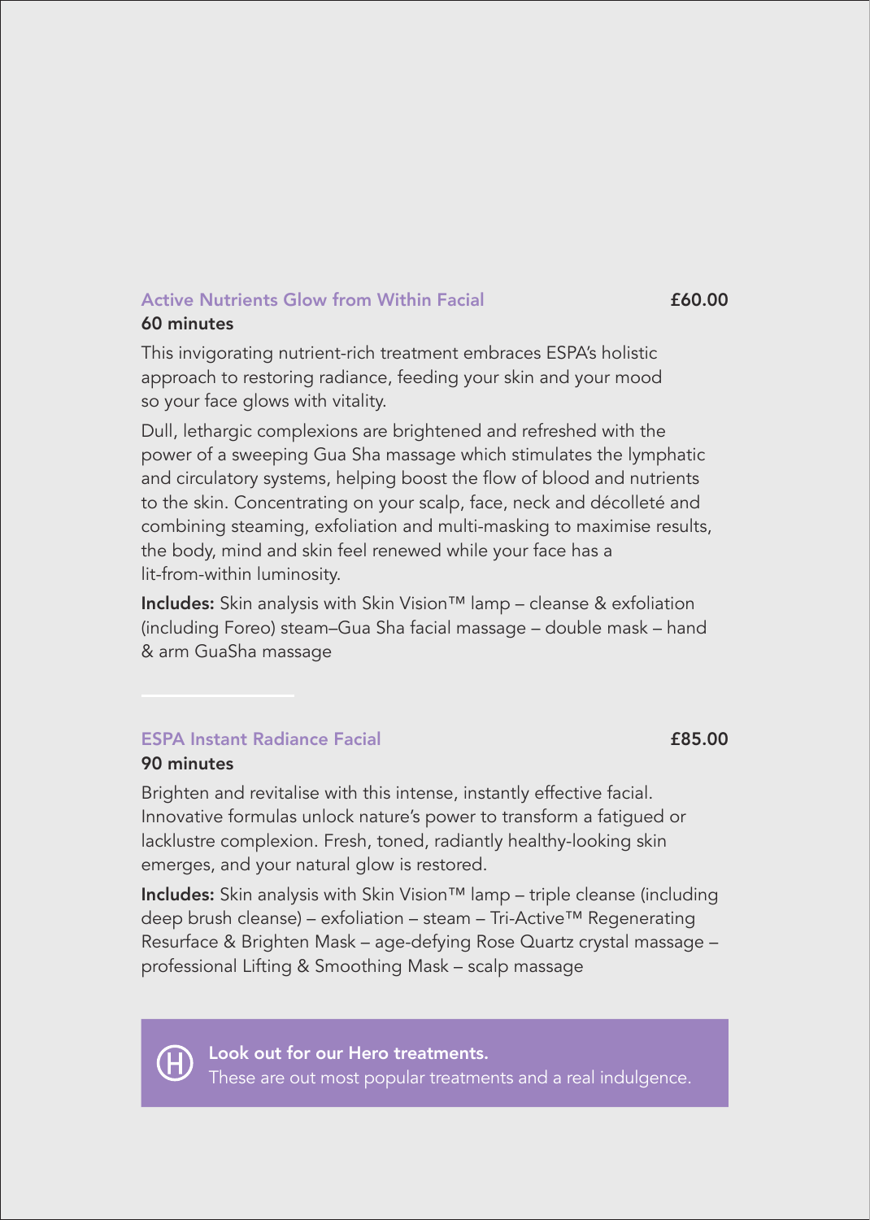## Active Nutrients Glow from Within Facial — £60.00

**60 minutes**

This invigorating nutrient-rich treatment embraces ESPA's holistic approach to restoring radiance, feeding your skin and your mood so your face glows with vitality.

Dull, lethargic complexions are brightened and refreshed with the power of a sweeping Gua Sha massage which stimulates the lymphatic and circulatory systems, helping boost the flow of blood and nutrients to the skin. Concentrating on your scalp, face, neck and décolleté and combining steaming, exfoliation and multi-masking to maximise results, the body, mind and skin feel renewed while your face has a lit-from-within luminosity.

**Includes:** Skin analysis with Skin Vision™ lamp – cleanse & exfoliation (including Foreo) steam–Gua Sha facial massage – double mask – hand & arm GuaSha massage

## ESPA Instant Radiance Facial — £85.00

**90 minutes**

Brighten and revitalise with this intense, instantly effective facial. Innovative formulas unlock nature's power to transform a fatigued or lacklustre complexion. Fresh, toned, radiantly healthy-looking skin emerges, and your natural glow is restored.

**Includes:** Skin analysis with Skin Vision™ lamp – triple cleanse (including deep brush cleanse) – exfoliation – steam – Tri-Active™ Regenerating Resurface & Brighten Mask – age-defying Rose Quartz crystal massage – professional Lifting & Smoothing Mask – scalp massage

**Look out for our Hero treatments.**
These are out most popular treatments and a real indulgence.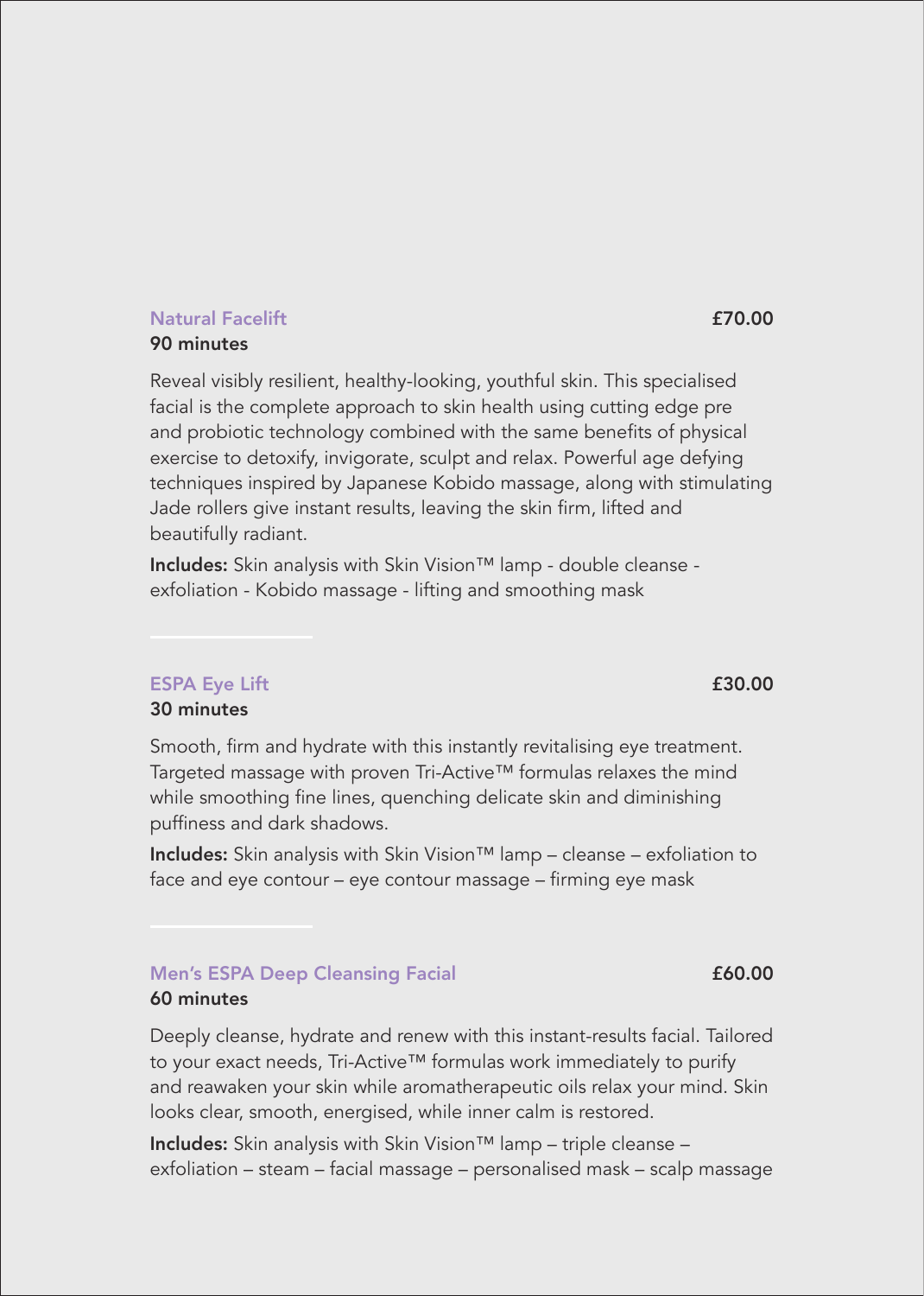### Natural Facelift — £70.00

**90 minutes**

Reveal visibly resilient, healthy-looking, youthful skin. This specialised facial is the complete approach to skin health using cutting edge pre and probiotic technology combined with the same benefits of physical exercise to detoxify, invigorate, sculpt and relax. Powerful age defying techniques inspired by Japanese Kobido massage, along with stimulating Jade rollers give instant results, leaving the skin firm, lifted and beautifully radiant.

**Includes:** Skin analysis with Skin Vision™ lamp - double cleanse - exfoliation - Kobido massage - lifting and smoothing mask

---

### ESPA Eye Lift — £30.00

**30 minutes**

Smooth, firm and hydrate with this instantly revitalising eye treatment. Targeted massage with proven Tri-Active™ formulas relaxes the mind while smoothing fine lines, quenching delicate skin and diminishing puffiness and dark shadows.

**Includes:** Skin analysis with Skin Vision™ lamp – cleanse – exfoliation to face and eye contour – eye contour massage – firming eye mask

---

### Men's ESPA Deep Cleansing Facial — £60.00

**60 minutes**

Deeply cleanse, hydrate and renew with this instant-results facial. Tailored to your exact needs, Tri-Active™ formulas work immediately to purify and reawaken your skin while aromatherapeutic oils relax your mind. Skin looks clear, smooth, energised, while inner calm is restored.

**Includes:** Skin analysis with Skin Vision™ lamp – triple cleanse – exfoliation – steam – facial massage – personalised mask – scalp massage